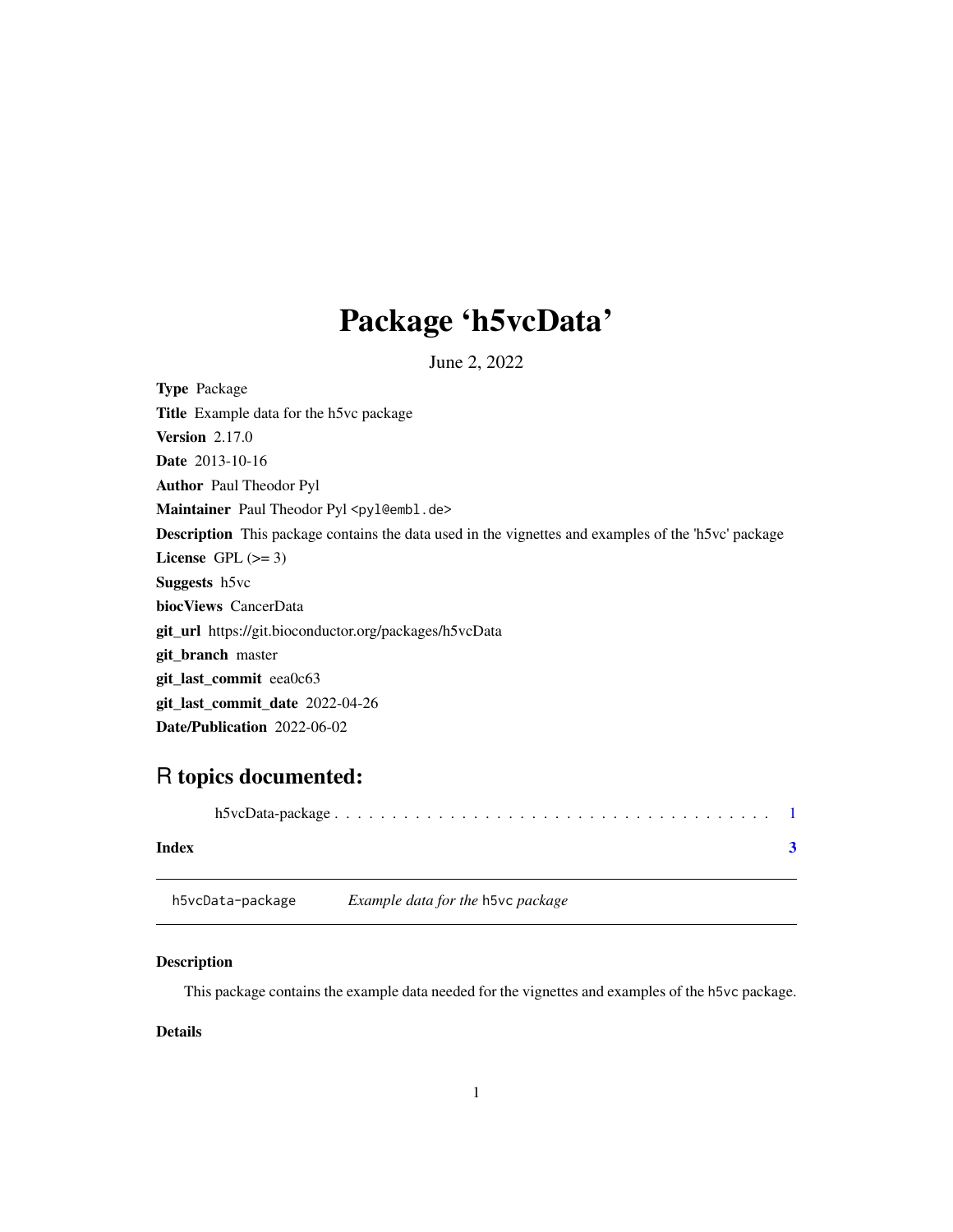# Package 'h5vcData'

June 2, 2022

**Type** Package

**Title** Example data for the h5vc package

**Version** 2.17.0

**Date** 2013-10-16

**Author** Paul Theodor Pyl

**Maintainer** Paul Theodor Pyl <pyl@embl.de>

**Description** This package contains the data used in the vignettes and examples of the 'h5vc' package

**License** GPL (>= 3)

**Suggests** h5vc

**biocViews** CancerData

**git_url** https://git.bioconductor.org/packages/h5vcData

**git_branch** master

**git_last_commit** eea0c63

**git_last_commit_date** 2022-04-26

**Date/Publication** 2022-06-02

## R topics documented:

h5vcData-package . . . . . . . . . . . . . . . . . . . . . . . . . . . . . . . . . . . . . . 1

**Index** **3**

---

h5vcData-package    *Example data for the* h5vc *package*

---

### Description

This package contains the example data needed for the vignettes and examples of the h5vc package.

### Details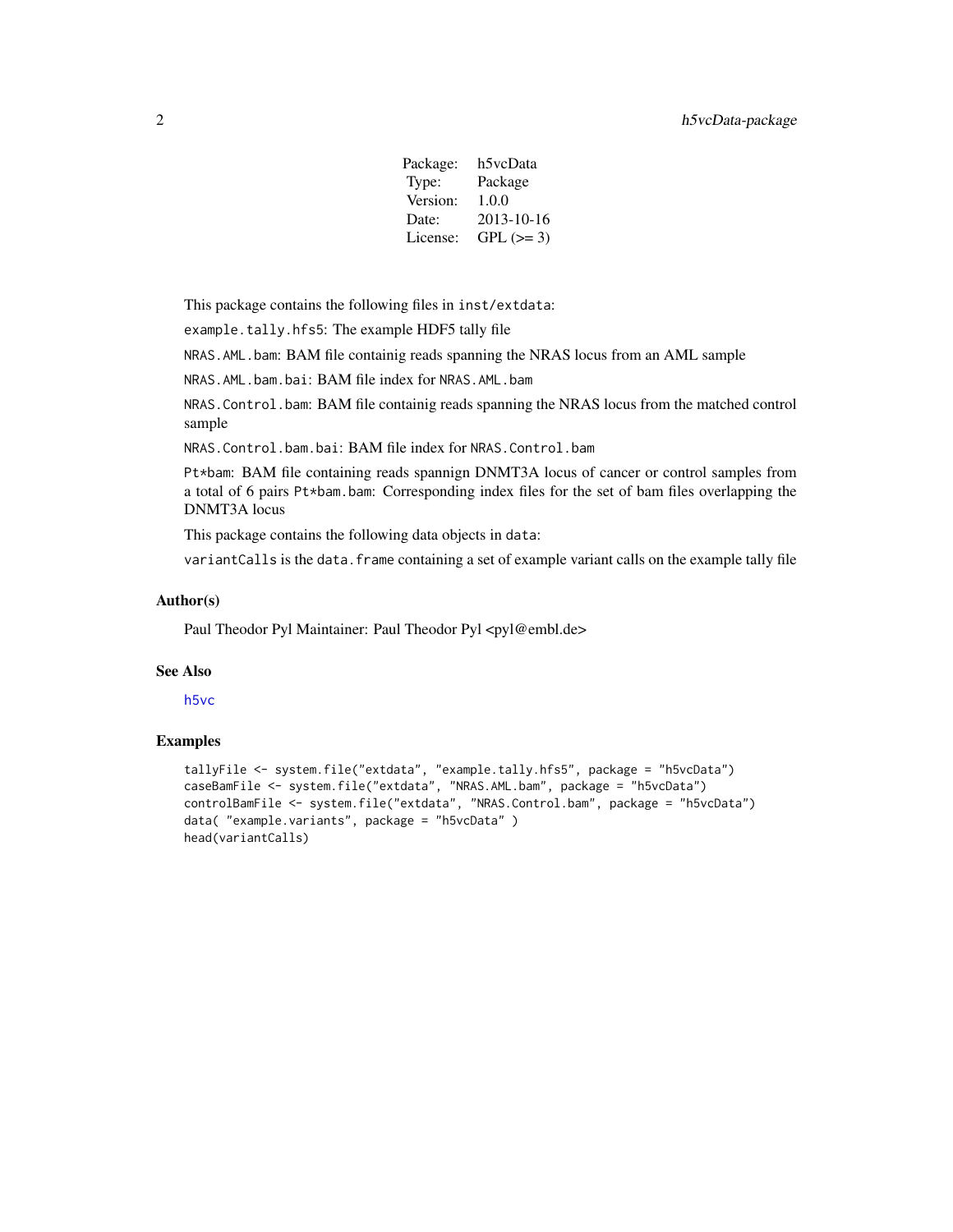| Package: | h5vcData |
| --- | --- |
| Type: | Package |
| Version: | 1.0.0 |
| Date: | 2013-10-16 |
| License: | GPL (>= 3) |

This package contains the following files in `inst/extdata`:

`example.tally.hfs5`: The example HDF5 tally file

`NRAS.AML.bam`: BAM file containig reads spanning the NRAS locus from an AML sample

`NRAS.AML.bam.bai`: BAM file index for `NRAS.AML.bam`

`NRAS.Control.bam`: BAM file containig reads spanning the NRAS locus from the matched control sample

`NRAS.Control.bam.bai`: BAM file index for `NRAS.Control.bam`

`Pt*bam`: BAM file containing reads spannign DNMT3A locus of cancer or control samples from a total of 6 pairs `Pt*bam.bam`: Corresponding index files for the set of bam files overlapping the DNMT3A locus

This package contains the following data objects in `data`:

`variantCalls` is the `data.frame` containing a set of example variant calls on the example tally file

## Author(s)

Paul Theodor Pyl Maintainer: Paul Theodor Pyl <pyl@embl.de>

## See Also

`h5vc`

## Examples

```
tallyFile <- system.file("extdata", "example.tally.hfs5", package = "h5vcData")
caseBamFile <- system.file("extdata", "NRAS.AML.bam", package = "h5vcData")
controlBamFile <- system.file("extdata", "NRAS.Control.bam", package = "h5vcData")
data( "example.variants", package = "h5vcData" )
head(variantCalls)
```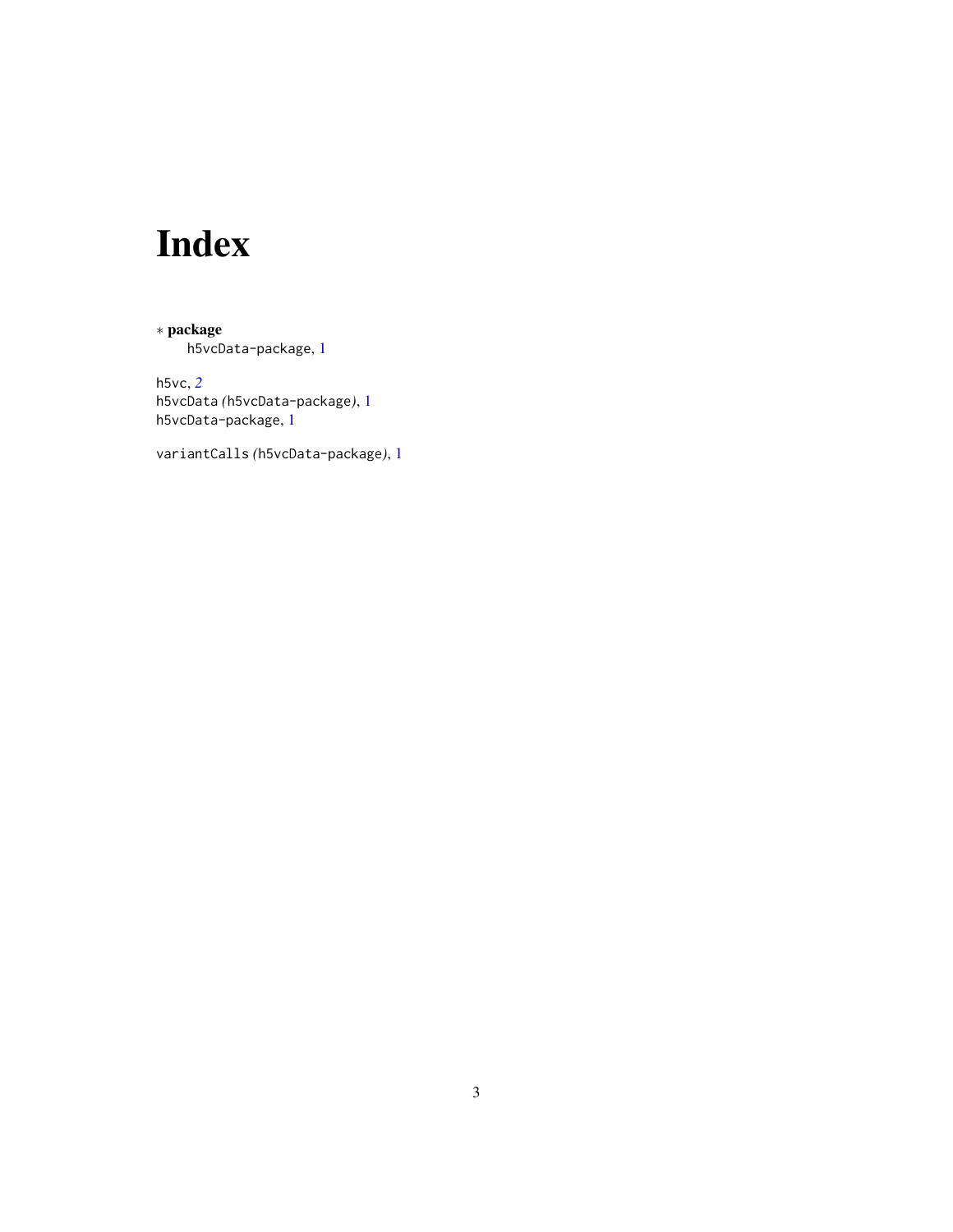# Index

∗ **package**
    h5vcData-package, 1

h5vc, *2*
h5vcData *(*h5vcData-package*)*, 1
h5vcData-package, 1

variantCalls *(*h5vcData-package*)*, 1